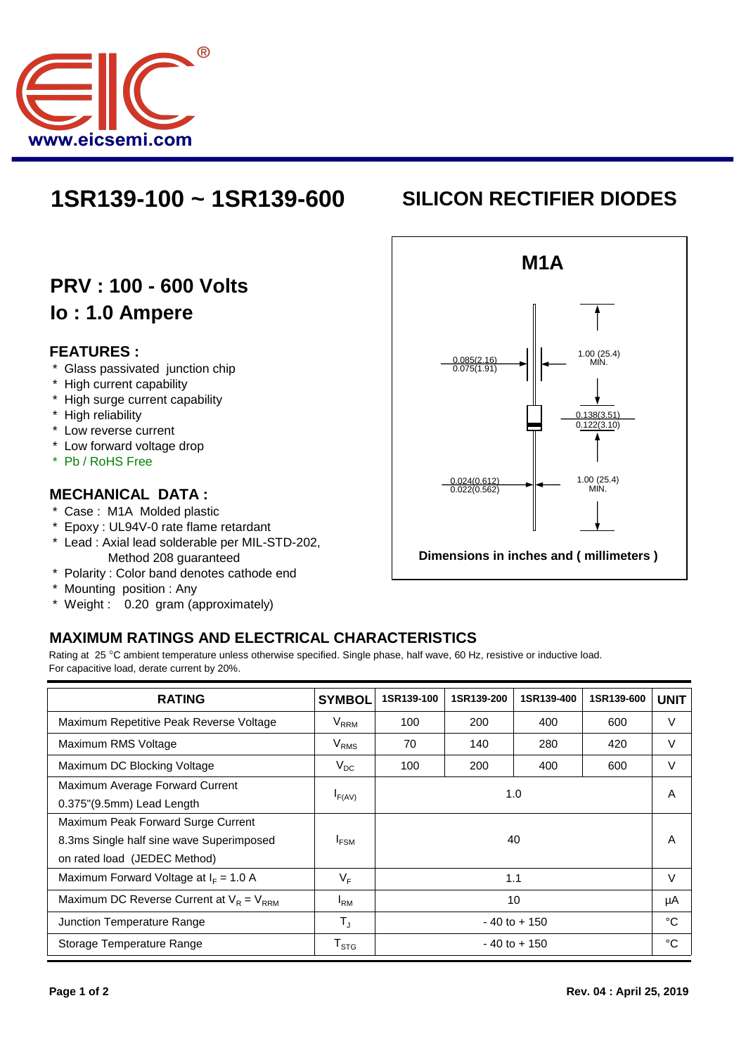# 1SR139-100 ~ 1SR139-600

# SILICON RECTIFIER DIODES

## PRV : 100 - 600 Volts
## Io : 1.0 Ampere

### FEATURES :

- Glass passivated junction chip
- High current capability
- High surge current capability
- High reliability
- Low reverse current
- Low forward voltage drop
- Pb / RoHS Free

### MECHANICAL DATA :

- Case : M1A Molded plastic
- Epoxy : UL94V-0 rate flame retardant
- Lead : Axial lead solderable per MIL-STD-202, Method 208 guaranteed
- Polarity : Color band denotes cathode end
- Mounting position : Any
- Weight : 0.20 gram (approximately)

**M1A**

0.085(2.16)
0.075(1.91)

1.00 (25.4)
MIN.

0.138(3.51)
0.122(3.10)

0.024(0.612)
0.022(0.562)

1.00 (25.4)
MIN.

Dimensions in inches and ( millimeters )

### MAXIMUM RATINGS AND ELECTRICAL CHARACTERISTICS

Rating at 25 °C ambient temperature unless otherwise specified. Single phase, half wave, 60 Hz, resistive or inductive load.
For capacitive load, derate current by 20%.

| RATING | SYMBOL | 1SR139-100 | 1SR139-200 | 1SR139-400 | 1SR139-600 | UNIT |
|---|---|---|---|---|---|---|
| Maximum Repetitive Peak Reverse Voltage | $V_{RRM}$ | 100 | 200 | 400 | 600 | V |
| Maximum RMS Voltage | $V_{RMS}$ | 70 | 140 | 280 | 420 | V |
| Maximum DC Blocking Voltage | $V_{DC}$ | 100 | 200 | 400 | 600 | V |
| Maximum Average Forward Current 0.375"(9.5mm) Lead Length | $I_{F(AV)}$ | 1.0 | | | | A |
| Maximum Peak Forward Surge Current 8.3ms Single half sine wave Superimposed on rated load (JEDEC Method) | $I_{FSM}$ | 40 | | | | A |
| Maximum Forward Voltage at $I_F$ = 1.0 A | $V_F$ | 1.1 | | | | V |
| Maximum DC Reverse Current at $V_R = V_{RRM}$ | $I_{RM}$ | 10 | | | | µA |
| Junction Temperature Range | $T_J$ | - 40 to + 150 | | | | °C |
| Storage Temperature Range | $T_{STG}$ | - 40 to + 150 | | | | °C |

Rev. 04 : April 25, 2019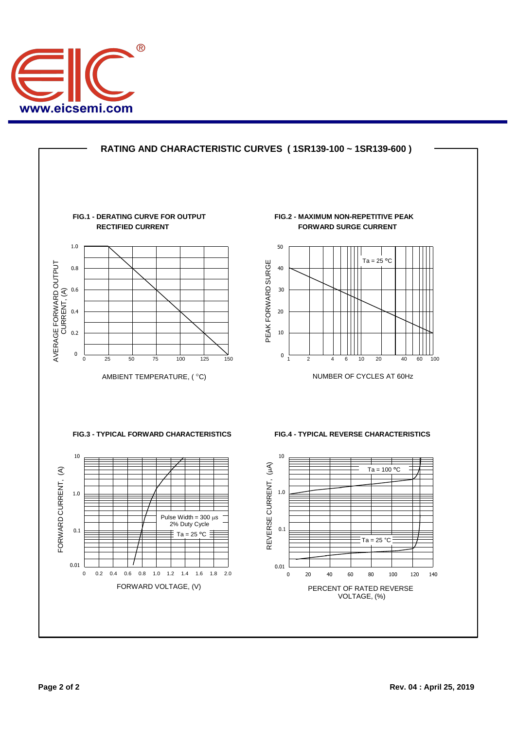## RATING AND CHARACTERISTIC CURVES ( 1SR139-100 ~ 1SR139-600 )

**FIG.1 - DERATING CURVE FOR OUTPUT RECTIFIED CURRENT**

AVERAGE FORWARD OUTPUT CURRENT, (A)

1.0
0.8
0.6
0.4
0.2
0

0 25 50 75 100 125 150

AMBIENT TEMPERATURE, ( °C)

**FIG.2 - MAXIMUM NON-REPETITIVE PEAK FORWARD SURGE CURRENT**

PEAK FORWARD SURGE

50
40
30
20
10
0

Ta = 25 °C

1 2 4 6 10 20 40 60 100

NUMBER OF CYCLES AT 60Hz

**FIG.3 - TYPICAL FORWARD CHARACTERISTICS**

FORWARD CURRENT, (A)

10
1.0
0.1
0.01

Pulse Width = 300 μs
2% Duty Cycle
Ta = 25 °C

0 0.2 0.4 0.6 0.8 1.0 1.2 1.4 1.6 1.8 2.0

FORWARD VOLTAGE, (V)

**FIG.4 - TYPICAL REVERSE CHARACTERISTICS**

REVERSE CURRENT, (μA)

10
1.0
0.1
0.01

Ta = 100 °C

Ta = 25 °C

0 20 40 60 80 100 120 140

PERCENT OF RATED REVERSE VOLTAGE, (%)

Rev. 04 : April 25, 2019